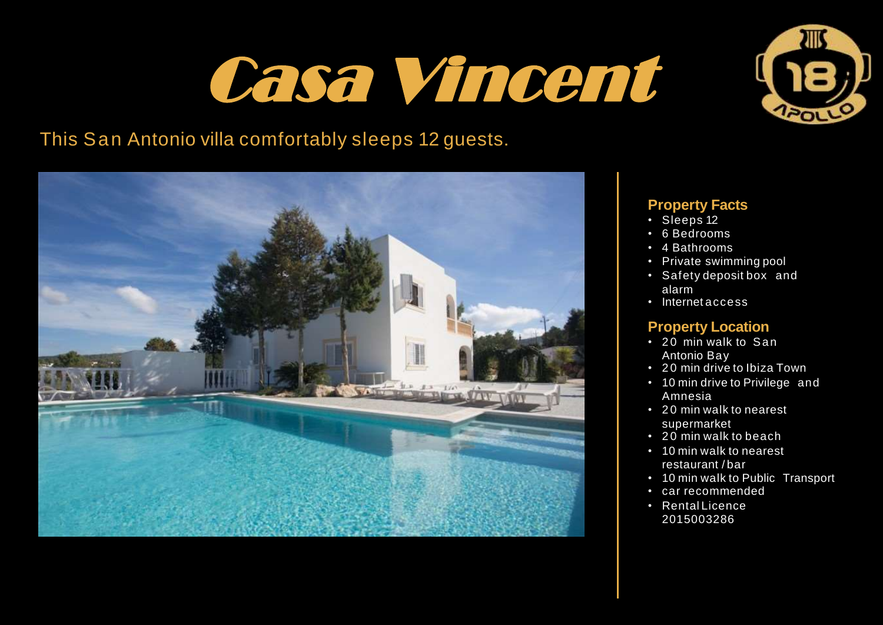# Casa Vincent

This San Antonio villa comfortably sleeps 12 guests.

### Property Facts

- Sleeps 12
- 6 Bedrooms
- 4 Bathrooms
- Private swimming pool
- Safety deposit box and alarm
- Internet access

### Property Location

- 20 min walk to San Antonio Bay
- 20 min drive to Ibiza Town
- 10 min drive to Privilege and Amnesia
- 20 min walk to nearest supermarket
- 20 min walk to beach
- 10 min walk to nearest restaurant / bar
- 10 min walk to Public Transport
- car recommended
- Rental Licence 2015003286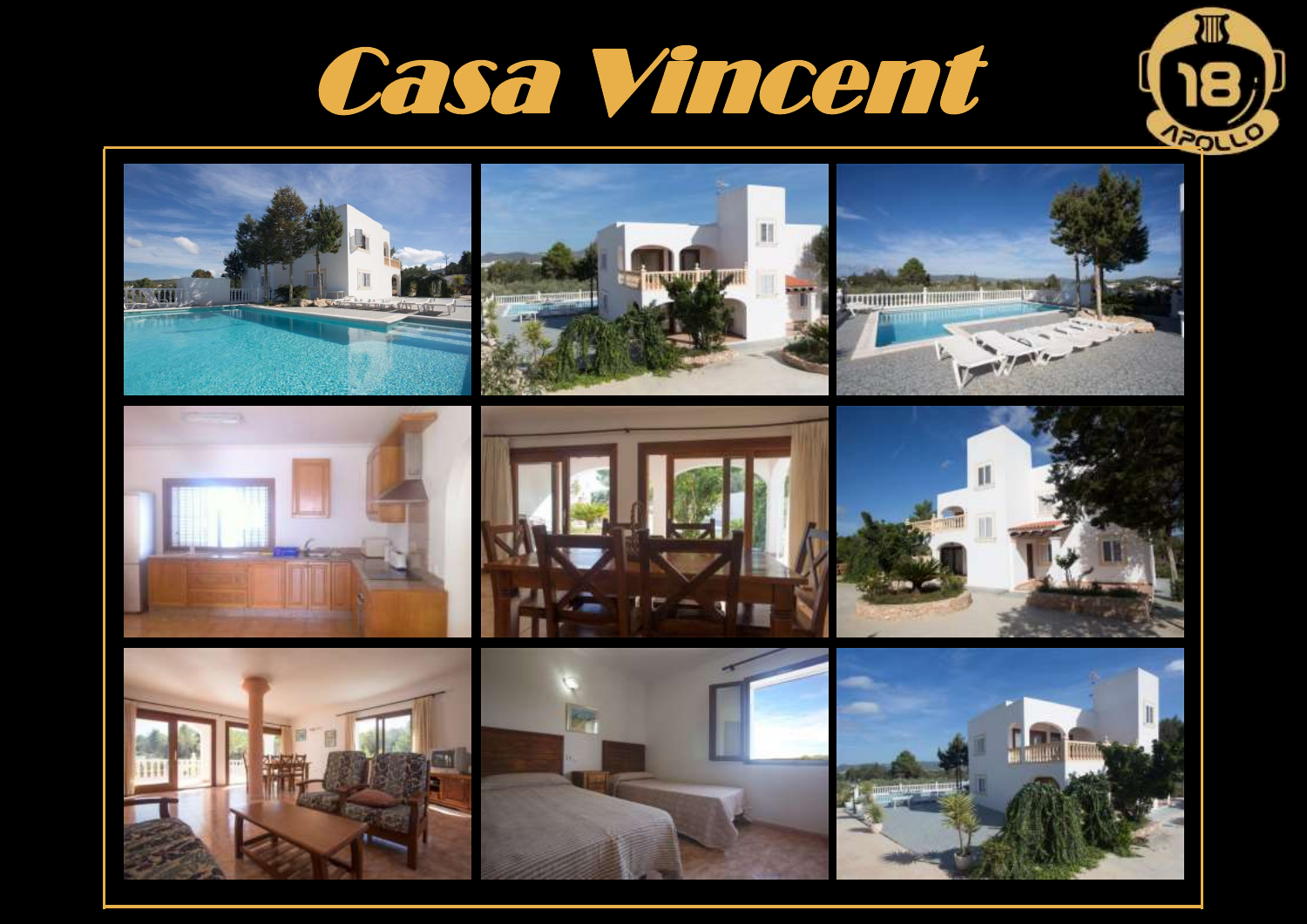# Casa Vincent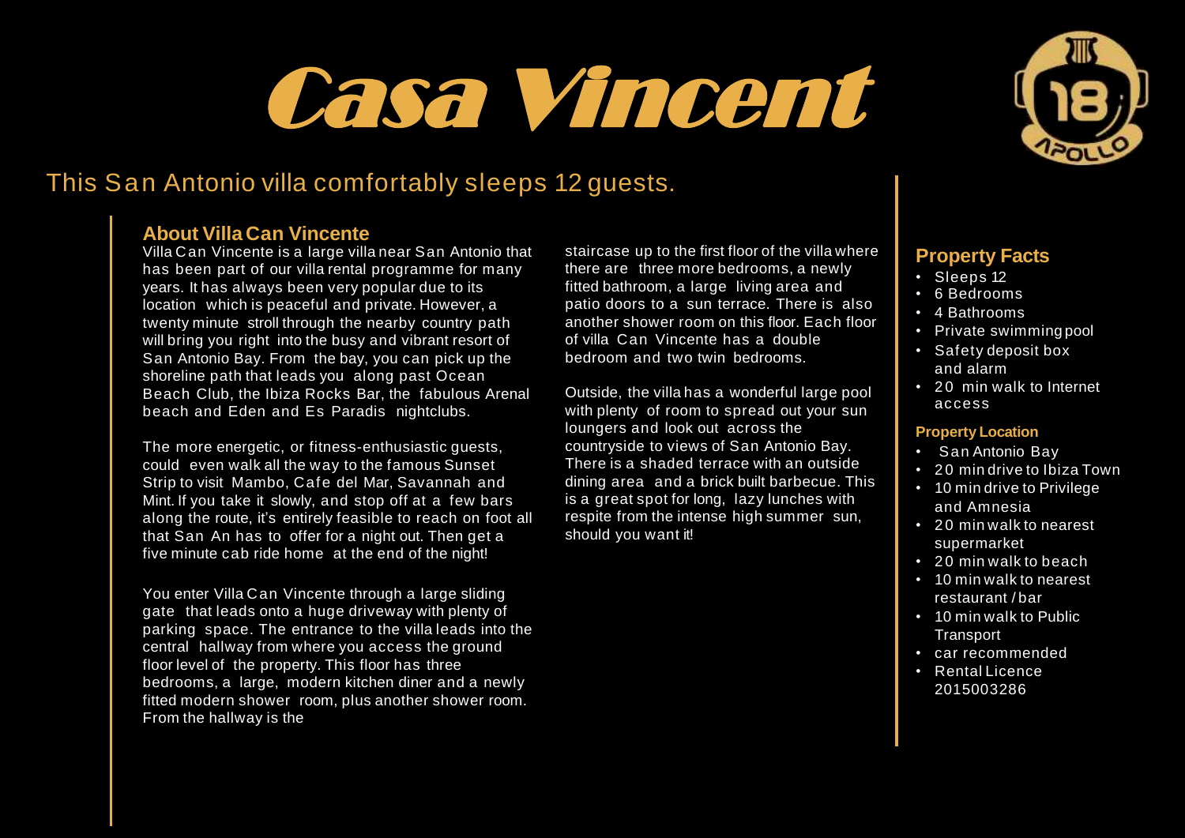# Casa Vincent

## This San Antonio villa comfortably sleeps 12 guests.

### About Villa Can Vincente

Villa Can Vincente is a large villa near San Antonio that has been part of our villa rental programme for many years. It has always been very popular due to its location which is peaceful and private. However, a twenty minute stroll through the nearby country path will bring you right into the busy and vibrant resort of San Antonio Bay. From the bay, you can pick up the shoreline path that leads you along past Ocean Beach Club, the Ibiza Rocks Bar, the fabulous Arenal beach and Eden and Es Paradis nightclubs.

The more energetic, or fitness-enthusiastic guests, could even walk all the way to the famous Sunset Strip to visit Mambo, Cafe del Mar, Savannah and Mint. If you take it slowly, and stop off at a few bars along the route, it's entirely feasible to reach on foot all that San An has to offer for a night out. Then get a five minute cab ride home at the end of the night!

You enter Villa Can Vincente through a large sliding gate that leads onto a huge driveway with plenty of parking space. The entrance to the villa leads into the central hallway from where you access the ground floor level of the property. This floor has three bedrooms, a large, modern kitchen diner and a newly fitted modern shower room, plus another shower room. From the hallway is the staircase up to the first floor of the villa where there are three more bedrooms, a newly fitted bathroom, a large living area and patio doors to a sun terrace. There is also another shower room on this floor. Each floor of villa Can Vincente has a double bedroom and two twin bedrooms.

Outside, the villa has a wonderful large pool with plenty of room to spread out your sun loungers and look out across the countryside to views of San Antonio Bay. There is a shaded terrace with an outside dining area and a brick built barbecue. This is a great spot for long, lazy lunches with respite from the intense high summer sun, should you want it!

### Property Facts

- Sleeps 12
- 6 Bedrooms
- 4 Bathrooms
- Private swimming pool
- Safety deposit box and alarm
- 20 min walk to Internet access

#### Property Location

- San Antonio Bay
- 20 min drive to Ibiza Town
- 10 min drive to Privilege and Amnesia
- 20 min walk to nearest supermarket
- 20 min walk to beach
- 10 min walk to nearest restaurant / bar
- 10 min walk to Public Transport
- car recommended
- Rental Licence 2015003286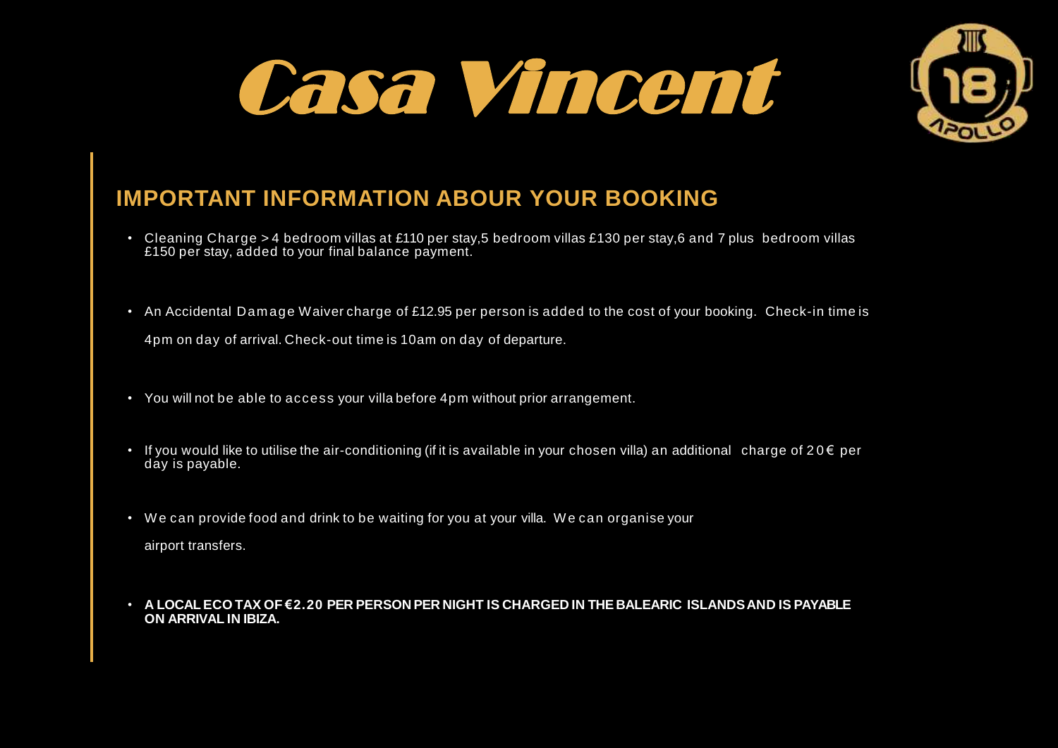# Casa Vincent

## IMPORTANT INFORMATION ABOUR YOUR BOOKING

- Cleaning Charge > 4 bedroom villas at £110 per stay,5 bedroom villas £130 per stay,6 and 7 plus bedroom villas £150 per stay, added to your final balance payment.
- An Accidental Damage Waiver charge of £12.95 per person is added to the cost of your booking. Check-in time is 4pm on day of arrival. Check-out time is 10am on day of departure.
- You will not be able to access your villa before 4pm without prior arrangement.
- If you would like to utilise the air-conditioning (if it is available in your chosen villa) an additional charge of 20€ per day is payable.
- We can provide food and drink to be waiting for you at your villa. We can organise your airport transfers.
- **A LOCAL ECO TAX OF €2.20 PER PERSON PER NIGHT IS CHARGED IN THE BALEARIC ISLANDS AND IS PAYABLE ON ARRIVAL IN IBIZA.**